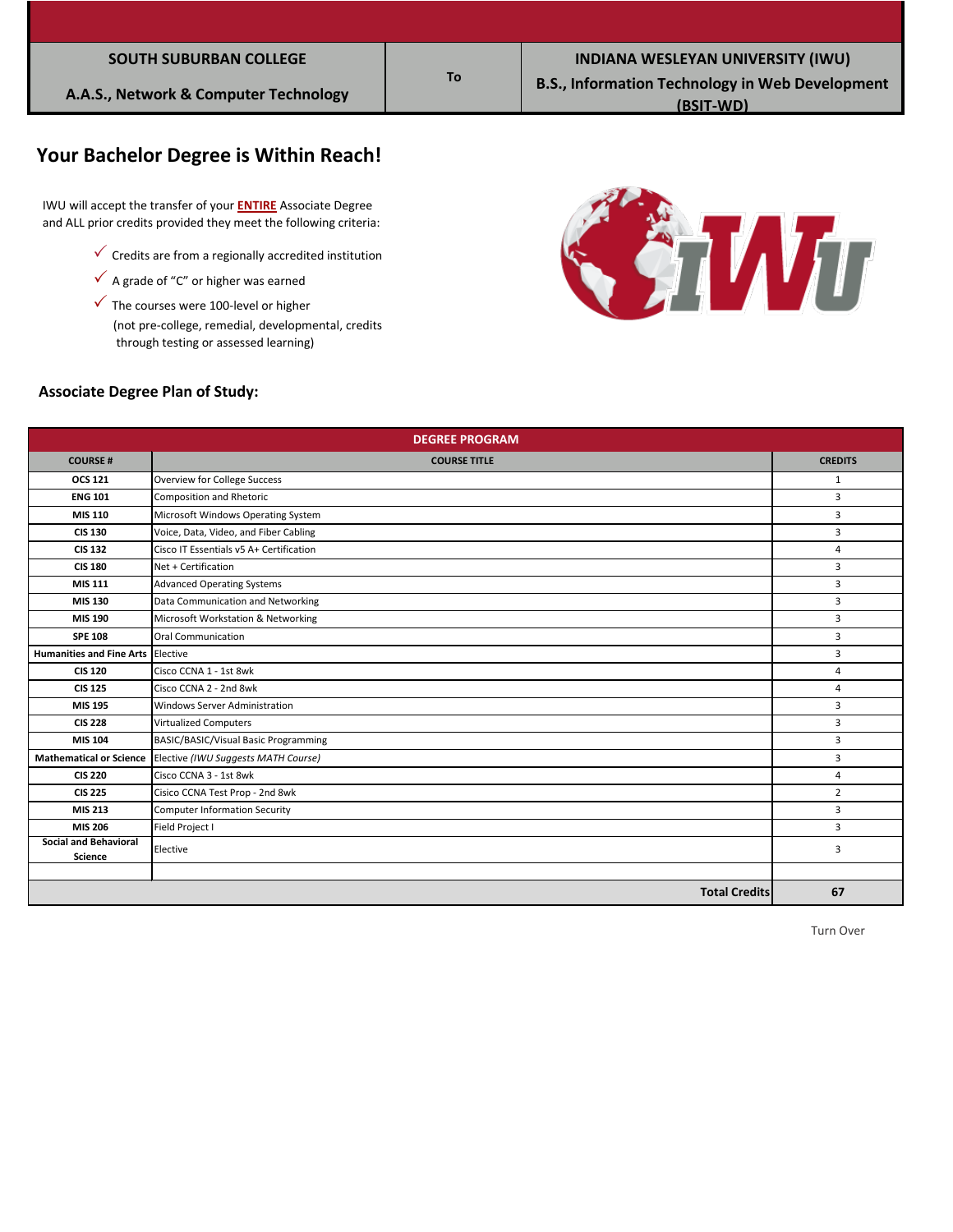| SOUTH SUBURBAN COLLEGE | To | INDIANA WESLEYAN UNIVERSITY (IWU) |
|---|---|---|
| A.A.S., Network & Computer Technology | | B.S., Information Technology in Web Development (BSIT-WD) |

# Your Bachelor Degree is Within Reach!

IWU will accept the transfer of your **ENTIRE** Associate Degree and ALL prior credits provided they meet the following criteria:

- ✓ Credits are from a regionally accredited institution
- ✓ A grade of "C" or higher was earned
- ✓ The courses were 100-level or higher
  (not pre-college, remedial, developmental, credits through testing or assessed learning)

## Associate Degree Plan of Study:

| DEGREE PROGRAM | | |
|---|---|---|
| **COURSE #** | **COURSE TITLE** | **CREDITS** |
| **OCS 121** | Overview for College Success | 1 |
| **ENG 101** | Composition and Rhetoric | 3 |
| **MIS 110** | Microsoft Windows Operating System | 3 |
| **CIS 130** | Voice, Data, Video, and Fiber Cabling | 3 |
| **CIS 132** | Cisco IT Essentials v5 A+ Certification | 4 |
| **CIS 180** | Net + Certification | 3 |
| **MIS 111** | Advanced Operating Systems | 3 |
| **MIS 130** | Data Communication and Networking | 3 |
| **MIS 190** | Microsoft Workstation & Networking | 3 |
| **SPE 108** | Oral Communication | 3 |
| **Humanities and Fine Arts** | Elective | 3 |
| **CIS 120** | Cisco CCNA 1 - 1st 8wk | 4 |
| **CIS 125** | Cisco CCNA 2 - 2nd 8wk | 4 |
| **MIS 195** | Windows Server Administration | 3 |
| **CIS 228** | Virtualized Computers | 3 |
| **MIS 104** | BASIC/BASIC/Visual Basic Programming | 3 |
| **Mathematical or Science** | Elective *(IWU Suggests MATH Course)* | 3 |
| **CIS 220** | Cisco CCNA 3 - 1st 8wk | 4 |
| **CIS 225** | Cisico CCNA Test Prop - 2nd 8wk | 2 |
| **MIS 213** | Computer Information Security | 3 |
| **MIS 206** | Field Project I | 3 |
| **Social and Behavioral Science** | Elective | 3 |
| | | |
| | **Total Credits** | **67** |

Turn Over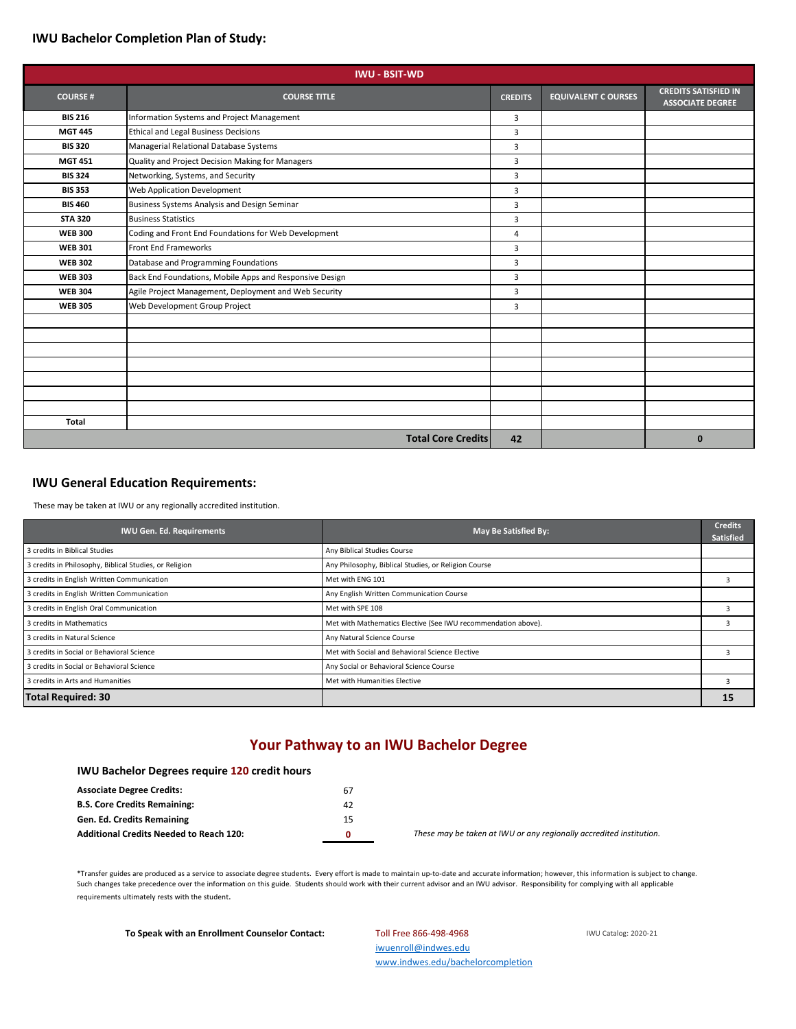## IWU Bachelor Completion Plan of Study:

| IWU - BSIT-WD | | | | |
|---|---|---|---|---|
| **COURSE #** | **COURSE TITLE** | **CREDITS** | **EQUIVALENT C OURSES** | **CREDITS SATISFIED IN ASSOCIATE DEGREE** |
| **BIS 216** | Information Systems and Project Management | 3 | | |
| **MGT 445** | Ethical and Legal Business Decisions | 3 | | |
| **BIS 320** | Managerial Relational Database Systems | 3 | | |
| **MGT 451** | Quality and Project Decision Making for Managers | 3 | | |
| **BIS 324** | Networking, Systems, and Security | 3 | | |
| **BIS 353** | Web Application Development | 3 | | |
| **BIS 460** | Business Systems Analysis and Design Seminar | 3 | | |
| **STA 320** | Business Statistics | 3 | | |
| **WEB 300** | Coding and Front End Foundations for Web Development | 4 | | |
| **WEB 301** | Front End Frameworks | 3 | | |
| **WEB 302** | Database and Programming Foundations | 3 | | |
| **WEB 303** | Back End Foundations, Mobile Apps and Responsive Design | 3 | | |
| **WEB 304** | Agile Project Management, Deployment and Web Security | 3 | | |
| **WEB 305** | Web Development Group Project | 3 | | |
| | | | | |
| | | | | |
| | | | | |
| | | | | |
| | | | | |
| | | | | |
| | | | | |
| **Total** | | | | |
| | **Total Core Credits** | **42** | | **0** |

## IWU General Education Requirements:

These may be taken at IWU or any regionally accredited institution.

| IWU Gen. Ed. Requirements | May Be Satisfied By: | Credits Satisfied |
|---|---|---|
| 3 credits in Biblical Studies | Any Biblical Studies Course | |
| 3 credits in Philosophy, Biblical Studies, or Religion | Any Philosophy, Biblical Studies, or Religion Course | |
| 3 credits in English Written Communication | Met with ENG 101 | 3 |
| 3 credits in English Written Communication | Any English Written Communication Course | |
| 3 credits in English Oral Communication | Met with SPE 108 | 3 |
| 3 credits in Mathematics | Met with Mathematics Elective (See IWU recommendation above). | 3 |
| 3 credits in Natural Science | Any Natural Science Course | |
| 3 credits in Social or Behavioral Science | Met with Social and Behavioral Science Elective | 3 |
| 3 credits in Social or Behavioral Science | Any Social or Behavioral Science Course | |
| 3 credits in Arts and Humanities | Met with Humanities Elective | 3 |
| **Total Required: 30** | | **15** |

## Your Pathway to an IWU Bachelor Degree

### IWU Bachelor Degrees require 120 credit hours

| | |
|---|---|
| **Associate Degree Credits:** | 67 |
| **B.S. Core Credits Remaining:** | 42 |
| **Gen. Ed. Credits Remaining** | 15 |
| **Additional Credits Needed to Reach 120:** | **0** |

*These may be taken at IWU or any regionally accredited institution.*

*Transfer guides are produced as a service to associate degree students. Every effort is made to maintain up-to-date and accurate information; however, this information is subject to change. Such changes take precedence over the information on this guide. Students should work with their current advisor and an IWU advisor. Responsibility for complying with all applicable requirements ultimately rests with the student.

**To Speak with an Enrollment Counselor Contact:**

Toll Free 866-498-4968
iwuenroll@indwes.edu
www.indwes.edu/bachelorcompletion

IWU Catalog: 2020-21